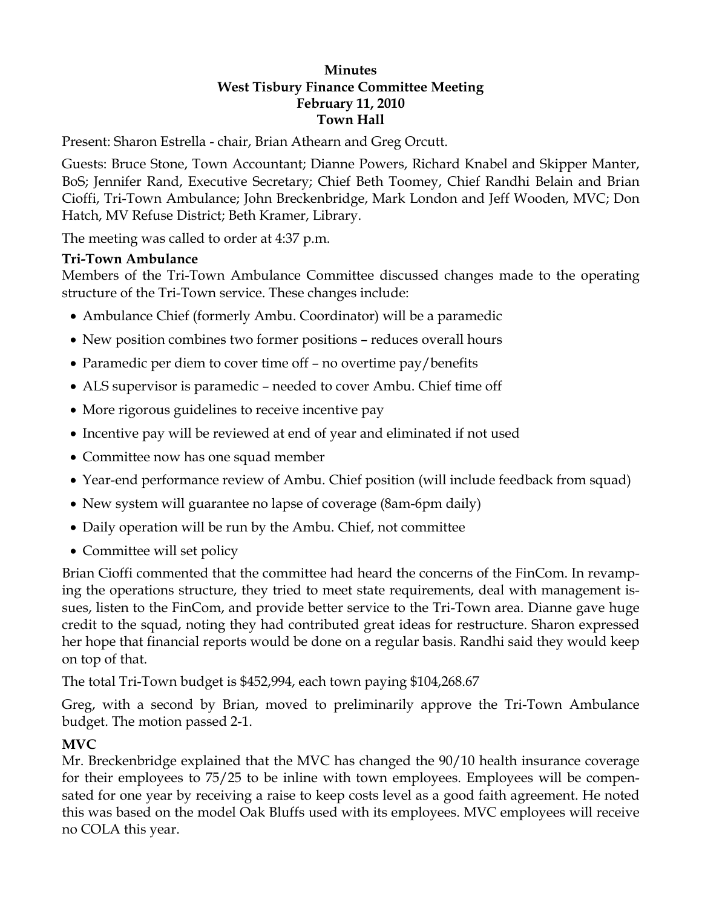# Minutes
## West Tisbury Finance Committee Meeting
## February 11, 2010
## Town Hall

Present: Sharon Estrella - chair, Brian Athearn and Greg Orcutt.

Guests: Bruce Stone, Town Accountant; Dianne Powers, Richard Knabel and Skipper Manter, BoS; Jennifer Rand, Executive Secretary; Chief Beth Toomey, Chief Randhi Belain and Brian Cioffi, Tri-Town Ambulance; John Breckenbridge, Mark London and Jeff Wooden, MVC; Don Hatch, MV Refuse District; Beth Kramer, Library.

The meeting was called to order at 4:37 p.m.

**Tri-Town Ambulance**

Members of the Tri-Town Ambulance Committee discussed changes made to the operating structure of the Tri-Town service. These changes include:

- Ambulance Chief (formerly Ambu. Coordinator) will be a paramedic
- New position combines two former positions – reduces overall hours
- Paramedic per diem to cover time off – no overtime pay/benefits
- ALS supervisor is paramedic – needed to cover Ambu. Chief time off
- More rigorous guidelines to receive incentive pay
- Incentive pay will be reviewed at end of year and eliminated if not used
- Committee now has one squad member
- Year-end performance review of Ambu. Chief position (will include feedback from squad)
- New system will guarantee no lapse of coverage (8am-6pm daily)
- Daily operation will be run by the Ambu. Chief, not committee
- Committee will set policy

Brian Cioffi commented that the committee had heard the concerns of the FinCom. In revamping the operations structure, they tried to meet state requirements, deal with management issues, listen to the FinCom, and provide better service to the Tri-Town area. Dianne gave huge credit to the squad, noting they had contributed great ideas for restructure. Sharon expressed her hope that financial reports would be done on a regular basis. Randhi said they would keep on top of that.

The total Tri-Town budget is $452,994, each town paying $104,268.67

Greg, with a second by Brian, moved to preliminarily approve the Tri-Town Ambulance budget. The motion passed 2-1.

**MVC**

Mr. Breckenbridge explained that the MVC has changed the 90/10 health insurance coverage for their employees to 75/25 to be inline with town employees. Employees will be compensated for one year by receiving a raise to keep costs level as a good faith agreement. He noted this was based on the model Oak Bluffs used with its employees. MVC employees will receive no COLA this year.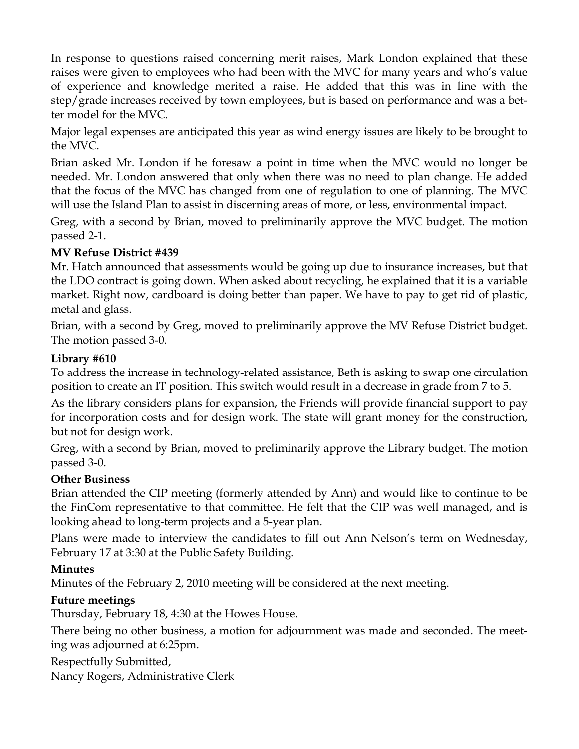In response to questions raised concerning merit raises, Mark London explained that these raises were given to employees who had been with the MVC for many years and who's value of experience and knowledge merited a raise. He added that this was in line with the step/grade increases received by town employees, but is based on performance and was a better model for the MVC.

Major legal expenses are anticipated this year as wind energy issues are likely to be brought to the MVC.

Brian asked Mr. London if he foresaw a point in time when the MVC would no longer be needed. Mr. London answered that only when there was no need to plan change. He added that the focus of the MVC has changed from one of regulation to one of planning. The MVC will use the Island Plan to assist in discerning areas of more, or less, environmental impact.

Greg, with a second by Brian, moved to preliminarily approve the MVC budget. The motion passed 2-1.

**MV Refuse District #439**

Mr. Hatch announced that assessments would be going up due to insurance increases, but that the LDO contract is going down. When asked about recycling, he explained that it is a variable market. Right now, cardboard is doing better than paper. We have to pay to get rid of plastic, metal and glass.

Brian, with a second by Greg, moved to preliminarily approve the MV Refuse District budget. The motion passed 3-0.

**Library #610**

To address the increase in technology-related assistance, Beth is asking to swap one circulation position to create an IT position. This switch would result in a decrease in grade from 7 to 5.

As the library considers plans for expansion, the Friends will provide financial support to pay for incorporation costs and for design work. The state will grant money for the construction, but not for design work.

Greg, with a second by Brian, moved to preliminarily approve the Library budget. The motion passed 3-0.

**Other Business**

Brian attended the CIP meeting (formerly attended by Ann) and would like to continue to be the FinCom representative to that committee. He felt that the CIP was well managed, and is looking ahead to long-term projects and a 5-year plan.

Plans were made to interview the candidates to fill out Ann Nelson's term on Wednesday, February 17 at 3:30 at the Public Safety Building.

**Minutes**

Minutes of the February 2, 2010 meeting will be considered at the next meeting.

**Future meetings**

Thursday, February 18, 4:30 at the Howes House.

There being no other business, a motion for adjournment was made and seconded. The meeting was adjourned at 6:25pm.

Respectfully Submitted,
Nancy Rogers, Administrative Clerk